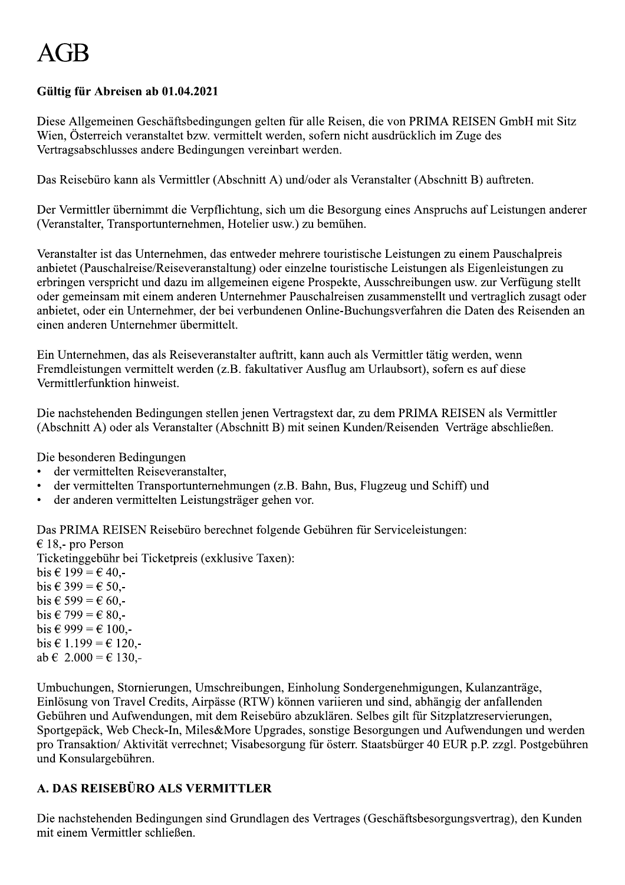# AGB

**Gültig für Abreisen ab 01.04.2021**

Diese Allgemeinen Geschäftsbedingungen gelten für alle Reisen, die von PRIMA REISEN GmbH mit Sitz Wien, Österreich veranstaltet bzw. vermittelt werden, sofern nicht ausdrücklich im Zuge des Vertragsabschlusses andere Bedingungen vereinbart werden.

Das Reisebüro kann als Vermittler (Abschnitt A) und/oder als Veranstalter (Abschnitt B) auftreten.

Der Vermittler übernimmt die Verpflichtung, sich um die Besorgung eines Anspruchs auf Leistungen anderer (Veranstalter, Transportunternehmen, Hotelier usw.) zu bemühen.

Veranstalter ist das Unternehmen, das entweder mehrere touristische Leistungen zu einem Pauschalpreis anbietet (Pauschalreise/Reiseveranstaltung) oder einzelne touristische Leistungen als Eigenleistungen zu erbringen verspricht und dazu im allgemeinen eigene Prospekte, Ausschreibungen usw. zur Verfügung stellt oder gemeinsam mit einem anderen Unternehmer Pauschalreisen zusammenstellt und vertraglich zusagt oder anbietet, oder ein Unternehmer, der bei verbundenen Online-Buchungsverfahren die Daten des Reisenden an einen anderen Unternehmer übermittelt.

Ein Unternehmen, das als Reiseveranstalter auftritt, kann auch als Vermittler tätig werden, wenn Fremdleistungen vermittelt werden (z.B. fakultativer Ausflug am Urlaubsort), sofern es auf diese Vermittlerfunktion hinweist.

Die nachstehenden Bedingungen stellen jenen Vertragstext dar, zu dem PRIMA REISEN als Vermittler (Abschnitt A) oder als Veranstalter (Abschnitt B) mit seinen Kunden/Reisenden Verträge abschließen.

Die besonderen Bedingungen
- der vermittelten Reiseveranstalter,
- der vermittelten Transportunternehmungen (z.B. Bahn, Bus, Flugzeug und Schiff) und
- der anderen vermittelten Leistungsträger gehen vor.

Das PRIMA REISEN Reisebüro berechnet folgende Gebühren für Serviceleistungen:
€ 18,- pro Person
Ticketinggebühr bei Ticketpreis (exklusive Taxen):
bis € 199 = € 40,-
bis € 399 = € 50,-
bis € 599 = € 60,-
bis € 799 = € 80,-
bis € 999 = € 100,-
bis € 1.199 = € 120,-
ab € 2.000 = € 130,-

Umbuchungen, Stornierungen, Umschreibungen, Einholung Sondergenehmigungen, Kulanzanträge, Einlösung von Travel Credits, Airpässe (RTW) können variieren und sind, abhängig der anfallenden Gebühren und Aufwendungen, mit dem Reisebüro abzuklären. Selbes gilt für Sitzplatzreservierungen, Sportgepäck, Web Check-In, Miles&More Upgrades, sonstige Besorgungen und Aufwendungen und werden pro Transaktion/ Aktivität verrechnet; Visabesorgung für österr. Staatsbürger 40 EUR p.P. zzgl. Postgebühren und Konsulargebühren.

## A. DAS REISEBÜRO ALS VERMITTLER

Die nachstehenden Bedingungen sind Grundlagen des Vertrages (Geschäftsbesorgungsvertrag), den Kunden mit einem Vermittler schließen.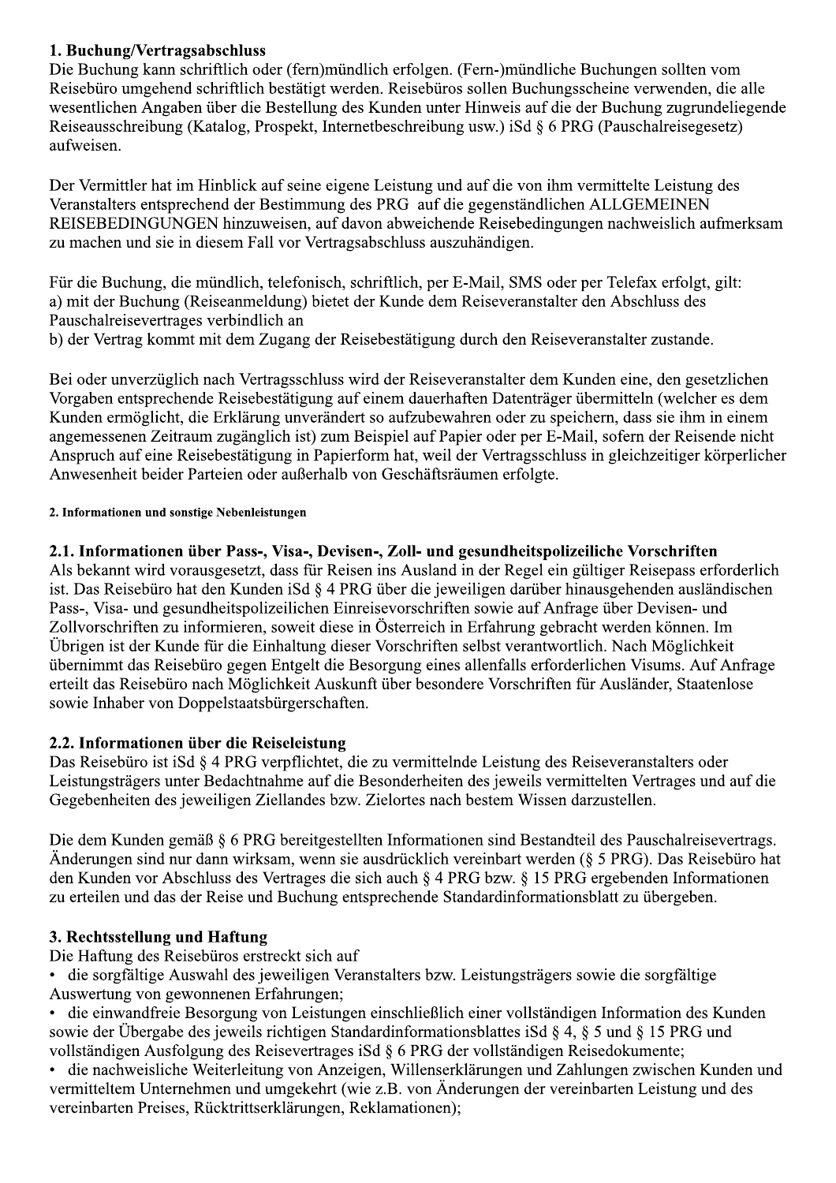## 1. Buchung/Vertragsabschluss

Die Buchung kann schriftlich oder (fern)mündlich erfolgen. (Fern-)mündliche Buchungen sollten vom Reisebüro umgehend schriftlich bestätigt werden. Reisebüros sollen Buchungsscheine verwenden, die alle wesentlichen Angaben über die Bestellung des Kunden unter Hinweis auf die der Buchung zugrundeliegende Reiseausschreibung (Katalog, Prospekt, Internetbeschreibung usw.) iSd § 6 PRG (Pauschalreisegesetz) aufweisen.

Der Vermittler hat im Hinblick auf seine eigene Leistung und auf die von ihm vermittelte Leistung des Veranstalters entsprechend der Bestimmung des PRG auf die gegenständlichen ALLGEMEINEN REISEBEDINGUNGEN hinzuweisen, auf davon abweichende Reisebedingungen nachweislich aufmerksam zu machen und sie in diesem Fall vor Vertragsabschluss auszuhändigen.

Für die Buchung, die mündlich, telefonisch, schriftlich, per E-Mail, SMS oder per Telefax erfolgt, gilt:
a) mit der Buchung (Reiseanmeldung) bietet der Kunde dem Reiseveranstalter den Abschluss des Pauschalreisevertrages verbindlich an
b) der Vertrag kommt mit dem Zugang der Reisebestätigung durch den Reiseveranstalter zustande.

Bei oder unverzüglich nach Vertragsschluss wird der Reiseveranstalter dem Kunden eine, den gesetzlichen Vorgaben entsprechende Reisebestätigung auf einem dauerhaften Datenträger übermitteln (welcher es dem Kunden ermöglicht, die Erklärung unverändert so aufzubewahren oder zu speichern, dass sie ihm in einem angemessenen Zeitraum zugänglich ist) zum Beispiel auf Papier oder per E-Mail, sofern der Reisende nicht Anspruch auf eine Reisebestätigung in Papierform hat, weil der Vertragsschluss in gleichzeitiger körperlicher Anwesenheit beider Parteien oder außerhalb von Geschäftsräumen erfolgte.

## 2. Informationen und sonstige Nebenleistungen

### 2.1. Informationen über Pass-, Visa-, Devisen-, Zoll- und gesundheitspolizeiliche Vorschriften

Als bekannt wird vorausgesetzt, dass für Reisen ins Ausland in der Regel ein gültiger Reisepass erforderlich ist. Das Reisebüro hat den Kunden iSd § 4 PRG über die jeweiligen darüber hinausgehenden ausländischen Pass-, Visa- und gesundheitspolizeilichen Einreisevorschriften sowie auf Anfrage über Devisen- und Zollvorschriften zu informieren, soweit diese in Österreich in Erfahrung gebracht werden können. Im Übrigen ist der Kunde für die Einhaltung dieser Vorschriften selbst verantwortlich. Nach Möglichkeit übernimmt das Reisebüro gegen Entgelt die Besorgung eines allenfalls erforderlichen Visums. Auf Anfrage erteilt das Reisebüro nach Möglichkeit Auskunft über besondere Vorschriften für Ausländer, Staatenlose sowie Inhaber von Doppelstaatsbürgerschaften.

### 2.2. Informationen über die Reiseleistung

Das Reisebüro ist iSd § 4 PRG verpflichtet, die zu vermittelnde Leistung des Reiseveranstalters oder Leistungsträgers unter Bedachtnahme auf die Besonderheiten des jeweils vermittelten Vertrages und auf die Gegebenheiten des jeweiligen Ziellandes bzw. Zielortes nach bestem Wissen darzustellen.

Die dem Kunden gemäß § 6 PRG bereitgestellten Informationen sind Bestandteil des Pauschalreisevertrags. Änderungen sind nur dann wirksam, wenn sie ausdrücklich vereinbart werden (§ 5 PRG). Das Reisebüro hat den Kunden vor Abschluss des Vertrages die sich auch § 4 PRG bzw. § 15 PRG ergebenden Informationen zu erteilen und das der Reise und Buchung entsprechende Standardinformationsblatt zu übergeben.

## 3. Rechtsstellung und Haftung

Die Haftung des Reisebüros erstreckt sich auf

- die sorgfältige Auswahl des jeweiligen Veranstalters bzw. Leistungsträgers sowie die sorgfältige Auswertung von gewonnenen Erfahrungen;
- die einwandfreie Besorgung von Leistungen einschließlich einer vollständigen Information des Kunden sowie der Übergabe des jeweils richtigen Standardinformationsblattes iSd § 4, § 5 und § 15 PRG und vollständigen Ausfolgung des Reisevertrages iSd § 6 PRG der vollständigen Reisedokumente;
- die nachweisliche Weiterleitung von Anzeigen, Willenserklärungen und Zahlungen zwischen Kunden und vermitteltem Unternehmen und umgekehrt (wie z.B. von Änderungen der vereinbarten Leistung und des vereinbarten Preises, Rücktrittserklärungen, Reklamationen);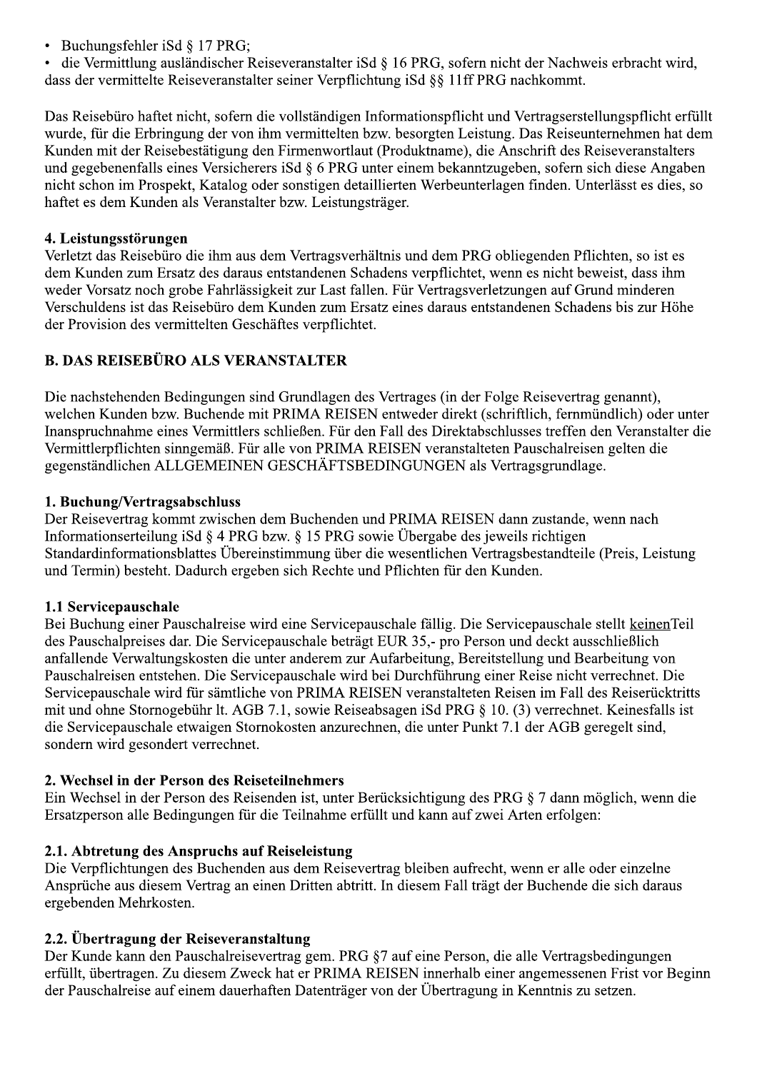- Buchungsfehler iSd § 17 PRG;
- die Vermittlung ausländischer Reiseveranstalter iSd § 16 PRG, sofern nicht der Nachweis erbracht wird, dass der vermittelte Reiseveranstalter seiner Verpflichtung iSd §§ 11ff PRG nachkommt.

Das Reisebüro haftet nicht, sofern die vollständigen Informationspflicht und Vertragserstellungspflicht erfüllt wurde, für die Erbringung der von ihm vermittelten bzw. besorgten Leistung. Das Reiseunternehmen hat dem Kunden mit der Reisebestätigung den Firmenwortlaut (Produktname), die Anschrift des Reiseveranstalters und gegebenenfalls eines Versicherers iSd § 6 PRG unter einem bekanntzugeben, sofern sich diese Angaben nicht schon im Prospekt, Katalog oder sonstigen detaillierten Werbeunterlagen finden. Unterlässt es dies, so haftet es dem Kunden als Veranstalter bzw. Leistungsträger.

### 4. Leistungsstörungen

Verletzt das Reisebüro die ihm aus dem Vertragsverhältnis und dem PRG obliegenden Pflichten, so ist es dem Kunden zum Ersatz des daraus entstandenen Schadens verpflichtet, wenn es nicht beweist, dass ihm weder Vorsatz noch grobe Fahrlässigkeit zur Last fallen. Für Vertragsverletzungen auf Grund minderen Verschuldens ist das Reisebüro dem Kunden zum Ersatz eines daraus entstandenen Schadens bis zur Höhe der Provision des vermittelten Geschäftes verpflichtet.

## B. DAS REISEBÜRO ALS VERANSTALTER

Die nachstehenden Bedingungen sind Grundlagen des Vertrages (in der Folge Reisevertrag genannt), welchen Kunden bzw. Buchende mit PRIMA REISEN entweder direkt (schriftlich, fernmündlich) oder unter Inanspruchnahme eines Vermittlers schließen. Für den Fall des Direktabschlusses treffen den Veranstalter die Vermittlerpflichten sinngemäß. Für alle von PRIMA REISEN veranstalteten Pauschalreisen gelten die gegenständlichen ALLGEMEINEN GESCHÄFTSBEDINGUNGEN als Vertragsgrundlage.

### 1. Buchung/Vertragsabschluss

Der Reisevertrag kommt zwischen dem Buchenden und PRIMA REISEN dann zustande, wenn nach Informationserteilung iSd § 4 PRG bzw. § 15 PRG sowie Übergabe des jeweils richtigen Standardinformationsblattes Übereinstimmung über die wesentlichen Vertragsbestandteile (Preis, Leistung und Termin) besteht. Dadurch ergeben sich Rechte und Pflichten für den Kunden.

### 1.1 Servicepauschale

Bei Buchung einer Pauschalreise wird eine Servicepauschale fällig. Die Servicepauschale stellt <u>keinen</u>Teil des Pauschalpreises dar. Die Servicepauschale beträgt EUR 35,- pro Person und deckt ausschließlich anfallende Verwaltungskosten die unter anderem zur Aufarbeitung, Bereitstellung und Bearbeitung von Pauschalreisen entstehen. Die Servicepauschale wird bei Durchführung einer Reise nicht verrechnet. Die Servicepauschale wird für sämtliche von PRIMA REISEN veranstalteten Reisen im Fall des Reiserücktritts mit und ohne Stornogebühr lt. AGB 7.1, sowie Reiseabsagen iSd PRG § 10. (3) verrechnet. Keinesfalls ist die Servicepauschale etwaigen Stornokosten anzurechnen, die unter Punkt 7.1 der AGB geregelt sind, sondern wird gesondert verrechnet.

### 2. Wechsel in der Person des Reiseteilnehmers

Ein Wechsel in der Person des Reisenden ist, unter Berücksichtigung des PRG § 7 dann möglich, wenn die Ersatzperson alle Bedingungen für die Teilnahme erfüllt und kann auf zwei Arten erfolgen:

### 2.1. Abtretung des Anspruchs auf Reiseleistung

Die Verpflichtungen des Buchenden aus dem Reisevertrag bleiben aufrecht, wenn er alle oder einzelne Ansprüche aus diesem Vertrag an einen Dritten abtritt. In diesem Fall trägt der Buchende die sich daraus ergebenden Mehrkosten.

### 2.2. Übertragung der Reiseveranstaltung

Der Kunde kann den Pauschalreisevertrag gem. PRG §7 auf eine Person, die alle Vertragsbedingungen erfüllt, übertragen. Zu diesem Zweck hat er PRIMA REISEN innerhalb einer angemessenen Frist vor Beginn der Pauschalreise auf einem dauerhaften Datenträger von der Übertragung in Kenntnis zu setzen.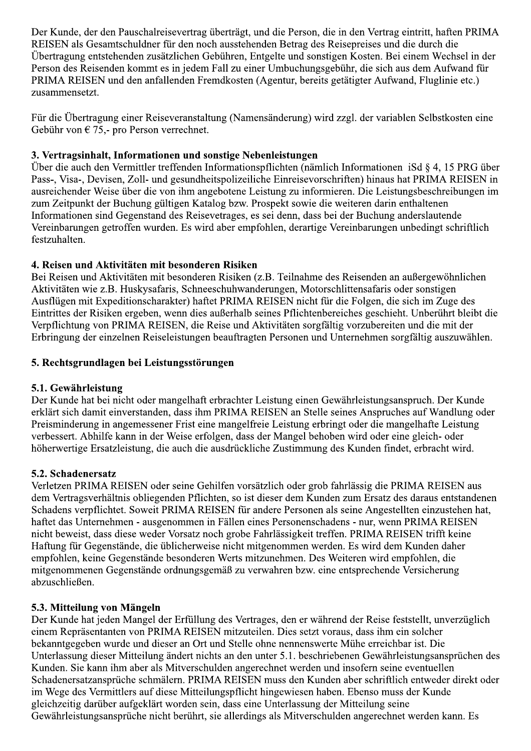Der Kunde, der den Pauschalreisevertrag überträgt, und die Person, die in den Vertrag eintritt, haften PRIMA REISEN als Gesamtschuldner für den noch ausstehenden Betrag des Reisepreises und die durch die Übertragung entstehenden zusätzlichen Gebühren, Entgelte und sonstigen Kosten. Bei einem Wechsel in der Person des Reisenden kommt es in jedem Fall zu einer Umbuchungsgebühr, die sich aus dem Aufwand für PRIMA REISEN und den anfallenden Fremdkosten (Agentur, bereits getätigter Aufwand, Fluglinie etc.) zusammensetzt.

Für die Übertragung einer Reiseveranstaltung (Namensänderung) wird zzgl. der variablen Selbstkosten eine Gebühr von € 75,- pro Person verrechnet.

### 3. Vertragsinhalt, Informationen und sonstige Nebenleistungen

Über die auch den Vermittler treffenden Informationspflichten (nämlich Informationen iSd § 4, 15 PRG über Pass-, Visa-, Devisen, Zoll- und gesundheitspolizeiliche Einreisevorschriften) hinaus hat PRIMA REISEN in ausreichender Weise über die von ihm angebotene Leistung zu informieren. Die Leistungsbeschreibungen im zum Zeitpunkt der Buchung gültigen Katalog bzw. Prospekt sowie die weiteren darin enthaltenen Informationen sind Gegenstand des Reisevetrages, es sei denn, dass bei der Buchung anderslautende Vereinbarungen getroffen wurden. Es wird aber empfohlen, derartige Vereinbarungen unbedingt schriftlich festzuhalten.

### 4. Reisen und Aktivitäten mit besonderen Risiken

Bei Reisen und Aktivitäten mit besonderen Risiken (z.B. Teilnahme des Reisenden an außergewöhnlichen Aktivitäten wie z.B. Huskysafaris, Schneeschuhwanderungen, Motorschlittensafaris oder sonstigen Ausflügen mit Expeditionscharakter) haftet PRIMA REISEN nicht für die Folgen, die sich im Zuge des Eintrittes der Risiken ergeben, wenn dies außerhalb seines Pflichtenbereiches geschieht. Unberührt bleibt die Verpflichtung von PRIMA REISEN, die Reise und Aktivitäten sorgfältig vorzubereiten und die mit der Erbringung der einzelnen Reiseleistungen beauftragten Personen und Unternehmen sorgfältig auszuwählen.

### 5. Rechtsgrundlagen bei Leistungsstörungen

#### 5.1. Gewährleistung

Der Kunde hat bei nicht oder mangelhaft erbrachter Leistung einen Gewährleistungsanspruch. Der Kunde erklärt sich damit einverstanden, dass ihm PRIMA REISEN an Stelle seines Anspruches auf Wandlung oder Preisminderung in angemessener Frist eine mangelfreie Leistung erbringt oder die mangelhafte Leistung verbessert. Abhilfe kann in der Weise erfolgen, dass der Mangel behoben wird oder eine gleich- oder höherwertige Ersatzleistung, die auch die ausdrückliche Zustimmung des Kunden findet, erbracht wird.

#### 5.2. Schadenersatz

Verletzen PRIMA REISEN oder seine Gehilfen vorsätzlich oder grob fahrlässig die PRIMA REISEN aus dem Vertragsverhältnis obliegenden Pflichten, so ist dieser dem Kunden zum Ersatz des daraus entstandenen Schadens verpflichtet. Soweit PRIMA REISEN für andere Personen als seine Angestellten einzustehen hat, haftet das Unternehmen - ausgenommen in Fällen eines Personenschadens - nur, wenn PRIMA REISEN nicht beweist, dass diese weder Vorsatz noch grobe Fahrlässigkeit treffen. PRIMA REISEN trifft keine Haftung für Gegenstände, die üblicherweise nicht mitgenommen werden. Es wird dem Kunden daher empfohlen, keine Gegenstände besonderen Werts mitzunehmen. Des Weiteren wird empfohlen, die mitgenommenen Gegenstände ordnungsgemäß zu verwahren bzw. eine entsprechende Versicherung abzuschließen.

#### 5.3. Mitteilung von Mängeln

Der Kunde hat jeden Mangel der Erfüllung des Vertrages, den er während der Reise feststellt, unverzüglich einem Repräsentanten von PRIMA REISEN mitzuteilen. Dies setzt voraus, dass ihm ein solcher bekanntgegeben wurde und dieser an Ort und Stelle ohne nennenswerte Mühe erreichbar ist. Die Unterlassung dieser Mitteilung ändert nichts an den unter 5.1. beschriebenen Gewährleistungsansprüchen des Kunden. Sie kann ihm aber als Mitverschulden angerechnet werden und insofern seine eventuellen Schadenersatzansprüche schmälern. PRIMA REISEN muss den Kunden aber schriftlich entweder direkt oder im Wege des Vermittlers auf diese Mitteilungspflicht hingewiesen haben. Ebenso muss der Kunde gleichzeitig darüber aufgeklärt worden sein, dass eine Unterlassung der Mitteilung seine Gewährleistungsansprüche nicht berührt, sie allerdings als Mitverschulden angerechnet werden kann. Es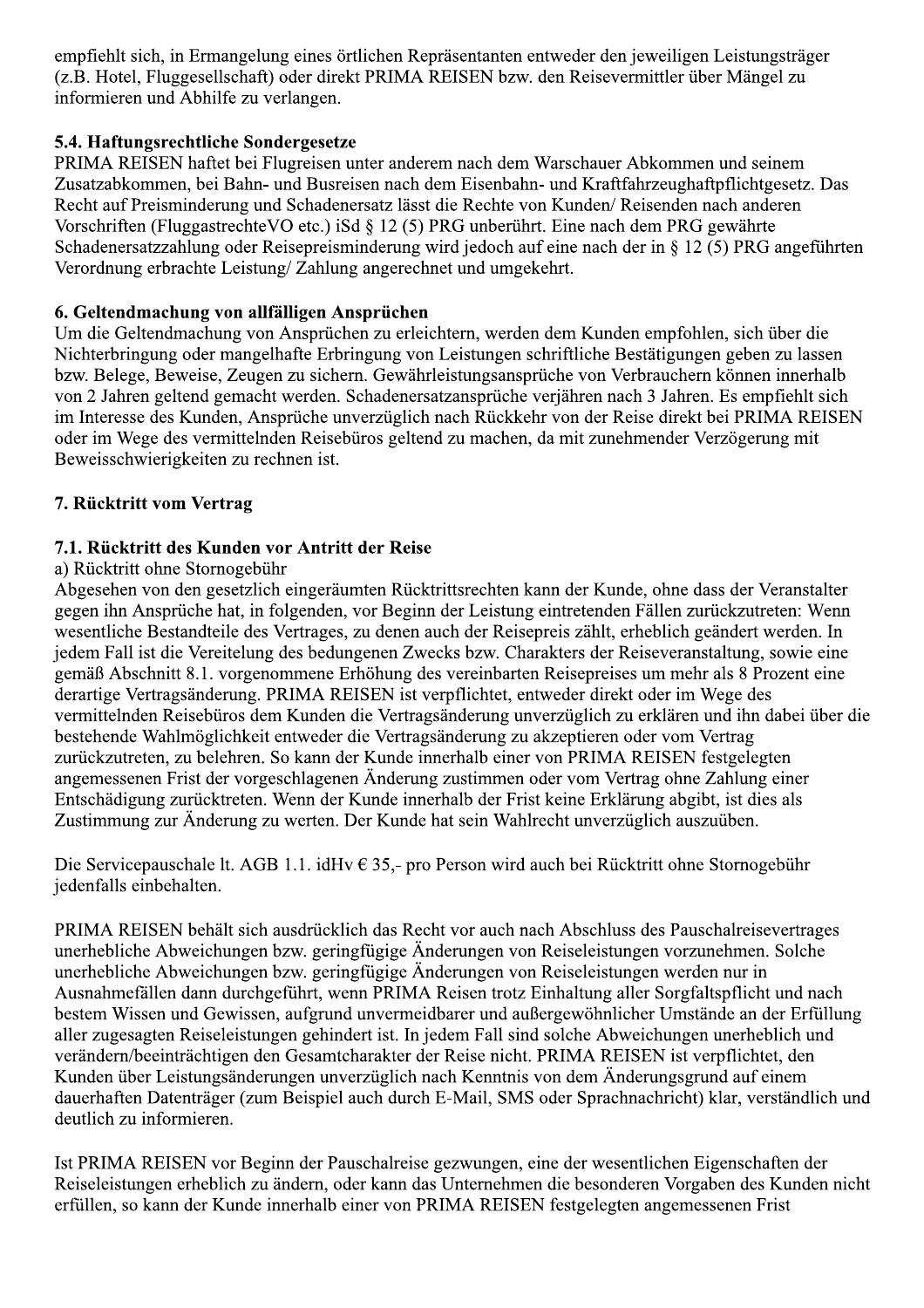empfiehlt sich, in Ermangelung eines örtlichen Repräsentanten entweder den jeweiligen Leistungsträger (z.B. Hotel, Fluggesellschaft) oder direkt PRIMA REISEN bzw. den Reisevermittler über Mängel zu informieren und Abhilfe zu verlangen.

### 5.4. Haftungsrechtliche Sondergesetze

PRIMA REISEN haftet bei Flugreisen unter anderem nach dem Warschauer Abkommen und seinem Zusatzabkommen, bei Bahn- und Busreisen nach dem Eisenbahn- und Kraftfahrzeughaftpflichtgesetz. Das Recht auf Preisminderung und Schadenersatz lässt die Rechte von Kunden/ Reisenden nach anderen Vorschriften (FluggastrechteVO etc.) iSd § 12 (5) PRG unberührt. Eine nach dem PRG gewährte Schadenersatzzahlung oder Reisepreisminderung wird jedoch auf eine nach der in § 12 (5) PRG angeführten Verordnung erbrachte Leistung/ Zahlung angerechnet und umgekehrt.

## 6. Geltendmachung von allfälligen Ansprüchen

Um die Geltendmachung von Ansprüchen zu erleichtern, werden dem Kunden empfohlen, sich über die Nichterbringung oder mangelhafte Erbringung von Leistungen schriftliche Bestätigungen geben zu lassen bzw. Belege, Beweise, Zeugen zu sichern. Gewährleistungsansprüche von Verbrauchern können innerhalb von 2 Jahren geltend gemacht werden. Schadenersatzansprüche verjähren nach 3 Jahren. Es empfiehlt sich im Interesse des Kunden, Ansprüche unverzüglich nach Rückkehr von der Reise direkt bei PRIMA REISEN oder im Wege des vermittelnden Reisebüros geltend zu machen, da mit zunehmender Verzögerung mit Beweisschwierigkeiten zu rechnen ist.

## 7. Rücktritt vom Vertrag

### 7.1. Rücktritt des Kunden vor Antritt der Reise

a) Rücktritt ohne Stornogebühr

Abgesehen von den gesetzlich eingeräumten Rücktrittsrechten kann der Kunde, ohne dass der Veranstalter gegen ihn Ansprüche hat, in folgenden, vor Beginn der Leistung eintretenden Fällen zurückzutreten: Wenn wesentliche Bestandteile des Vertrages, zu denen auch der Reisepreis zählt, erheblich geändert werden. In jedem Fall ist die Vereitelung des bedungenen Zwecks bzw. Charakters der Reiseveranstaltung, sowie eine gemäß Abschnitt 8.1. vorgenommene Erhöhung des vereinbarten Reisepreises um mehr als 8 Prozent eine derartige Vertragsänderung. PRIMA REISEN ist verpflichtet, entweder direkt oder im Wege des vermittelnden Reisebüros dem Kunden die Vertragsänderung unverzüglich zu erklären und ihn dabei über die bestehende Wahlmöglichkeit entweder die Vertragsänderung zu akzeptieren oder vom Vertrag zurückzutreten, zu belehren. So kann der Kunde innerhalb einer von PRIMA REISEN festgelegten angemessenen Frist der vorgeschlagenen Änderung zustimmen oder vom Vertrag ohne Zahlung einer Entschädigung zurücktreten. Wenn der Kunde innerhalb der Frist keine Erklärung abgibt, ist dies als Zustimmung zur Änderung zu werten. Der Kunde hat sein Wahlrecht unverzüglich auszuüben.

Die Servicepauschale lt. AGB 1.1. idHv € 35,- pro Person wird auch bei Rücktritt ohne Stornogebühr jedenfalls einbehalten.

PRIMA REISEN behält sich ausdrücklich das Recht vor auch nach Abschluss des Pauschalreisevertrages unerhebliche Abweichungen bzw. geringfügige Änderungen von Reiseleistungen vorzunehmen. Solche unerhebliche Abweichungen bzw. geringfügige Änderungen von Reiseleistungen werden nur in Ausnahmefällen dann durchgeführt, wenn PRIMA Reisen trotz Einhaltung aller Sorgfaltspflicht und nach bestem Wissen und Gewissen, aufgrund unvermeidbarer und außergewöhnlicher Umstände an der Erfüllung aller zugesagten Reiseleistungen gehindert ist. In jedem Fall sind solche Abweichungen unerheblich und verändern/beeinträchtigen den Gesamtcharakter der Reise nicht. PRIMA REISEN ist verpflichtet, den Kunden über Leistungsänderungen unverzüglich nach Kenntnis von dem Änderungsgrund auf einem dauerhaften Datenträger (zum Beispiel auch durch E-Mail, SMS oder Sprachnachricht) klar, verständlich und deutlich zu informieren.

Ist PRIMA REISEN vor Beginn der Pauschalreise gezwungen, eine der wesentlichen Eigenschaften der Reiseleistungen erheblich zu ändern, oder kann das Unternehmen die besonderen Vorgaben des Kunden nicht erfüllen, so kann der Kunde innerhalb einer von PRIMA REISEN festgelegten angemessenen Frist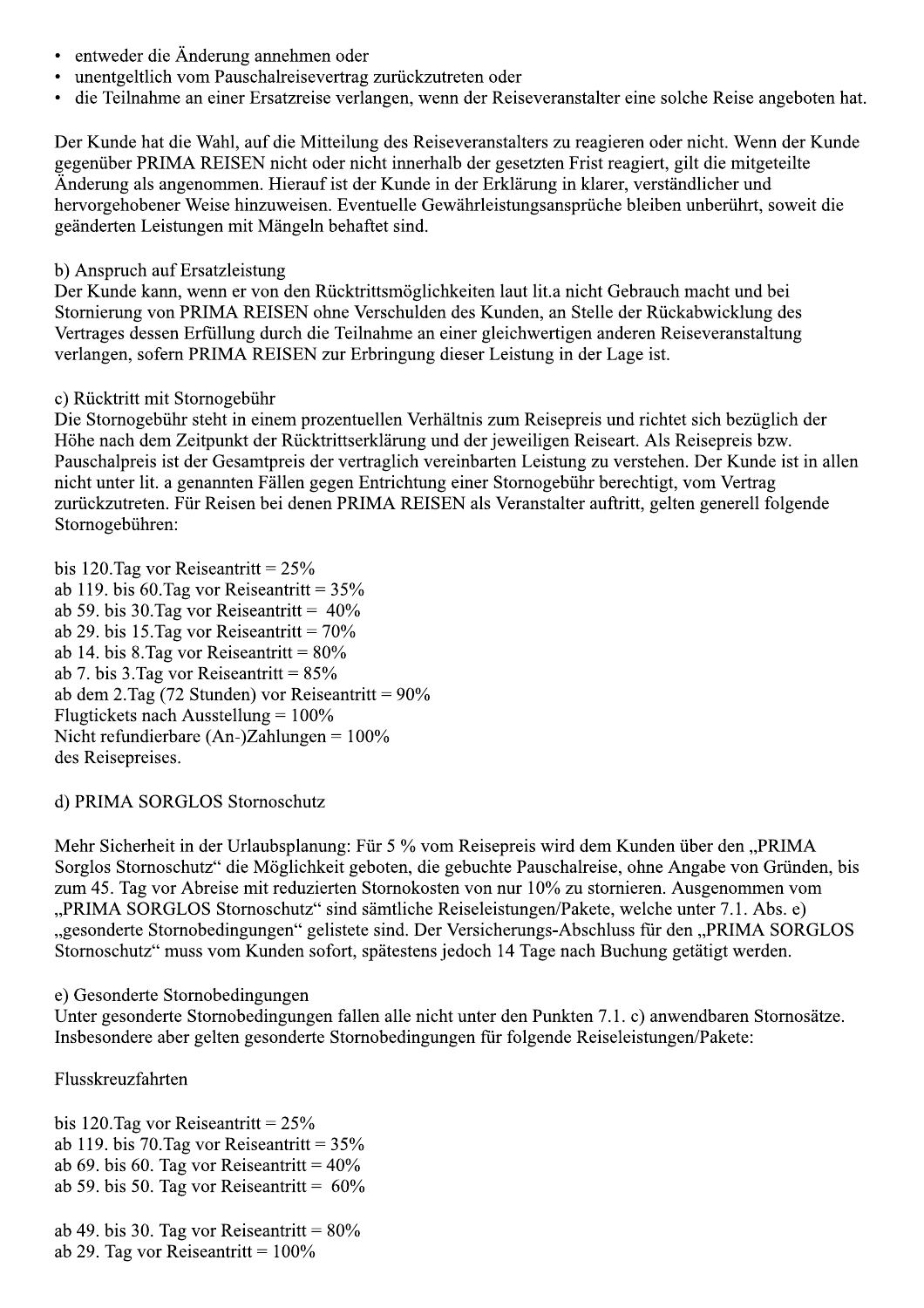- entweder die Änderung annehmen oder
- unentgeltlich vom Pauschalreisevertrag zurückzutreten oder
- die Teilnahme an einer Ersatzreise verlangen, wenn der Reiseveranstalter eine solche Reise angeboten hat.

Der Kunde hat die Wahl, auf die Mitteilung des Reiseveranstalters zu reagieren oder nicht. Wenn der Kunde gegenüber PRIMA REISEN nicht oder nicht innerhalb der gesetzten Frist reagiert, gilt die mitgeteilte Änderung als angenommen. Hierauf ist der Kunde in der Erklärung in klarer, verständlicher und hervorgehobener Weise hinzuweisen. Eventuelle Gewährleistungsansprüche bleiben unberührt, soweit die geänderten Leistungen mit Mängeln behaftet sind.

b) Anspruch auf Ersatzleistung
Der Kunde kann, wenn er von den Rücktrittsmöglichkeiten laut lit.a nicht Gebrauch macht und bei Stornierung von PRIMA REISEN ohne Verschulden des Kunden, an Stelle der Rückabwicklung des Vertrages dessen Erfüllung durch die Teilnahme an einer gleichwertigen anderen Reiseveranstaltung verlangen, sofern PRIMA REISEN zur Erbringung dieser Leistung in der Lage ist.

c) Rücktritt mit Stornogebühr
Die Stornogebühr steht in einem prozentuellen Verhältnis zum Reisepreis und richtet sich bezüglich der Höhe nach dem Zeitpunkt der Rücktrittserklärung und der jeweiligen Reiseart. Als Reisepreis bzw. Pauschalpreis ist der Gesamtpreis der vertraglich vereinbarten Leistung zu verstehen. Der Kunde ist in allen nicht unter lit. a genannten Fällen gegen Entrichtung einer Stornogebühr berechtigt, vom Vertrag zurückzutreten. Für Reisen bei denen PRIMA REISEN als Veranstalter auftritt, gelten generell folgende Stornogebühren:

bis 120.Tag vor Reiseantritt = 25%
ab 119. bis 60.Tag vor Reiseantritt = 35%
ab 59. bis 30.Tag vor Reiseantritt = 40%
ab 29. bis 15.Tag vor Reiseantritt = 70%
ab 14. bis 8.Tag vor Reiseantritt = 80%
ab 7. bis 3.Tag vor Reiseantritt = 85%
ab dem 2.Tag (72 Stunden) vor Reiseantritt = 90%
Flugtickets nach Ausstellung = 100%
Nicht refundierbare (An-)Zahlungen = 100%
des Reisepreises.

d) PRIMA SORGLOS Stornoschutz

Mehr Sicherheit in der Urlaubsplanung: Für 5 % vom Reisepreis wird dem Kunden über den „PRIMA Sorglos Stornoschutz" die Möglichkeit geboten, die gebuchte Pauschalreise, ohne Angabe von Gründen, bis zum 45. Tag vor Abreise mit reduzierten Stornokosten von nur 10% zu stornieren. Ausgenommen vom „PRIMA SORGLOS Stornoschutz" sind sämtliche Reiseleistungen/Pakete, welche unter 7.1. Abs. e) „gesonderte Stornobedingungen" gelistete sind. Der Versicherungs-Abschluss für den „PRIMA SORGLOS Stornoschutz" muss vom Kunden sofort, spätestens jedoch 14 Tage nach Buchung getätigt werden.

e) Gesonderte Stornobedingungen
Unter gesonderte Stornobedingungen fallen alle nicht unter den Punkten 7.1. c) anwendbaren Stornosätze. Insbesondere aber gelten gesonderte Stornobedingungen für folgende Reiseleistungen/Pakete:

Flusskreuzfahrten

bis 120.Tag vor Reiseantritt = 25%
ab 119. bis 70.Tag vor Reiseantritt = 35%
ab 69. bis 60. Tag vor Reiseantritt = 40%
ab 59. bis 50. Tag vor Reiseantritt = 60%

ab 49. bis 30. Tag vor Reiseantritt = 80%
ab 29. Tag vor Reiseantritt = 100%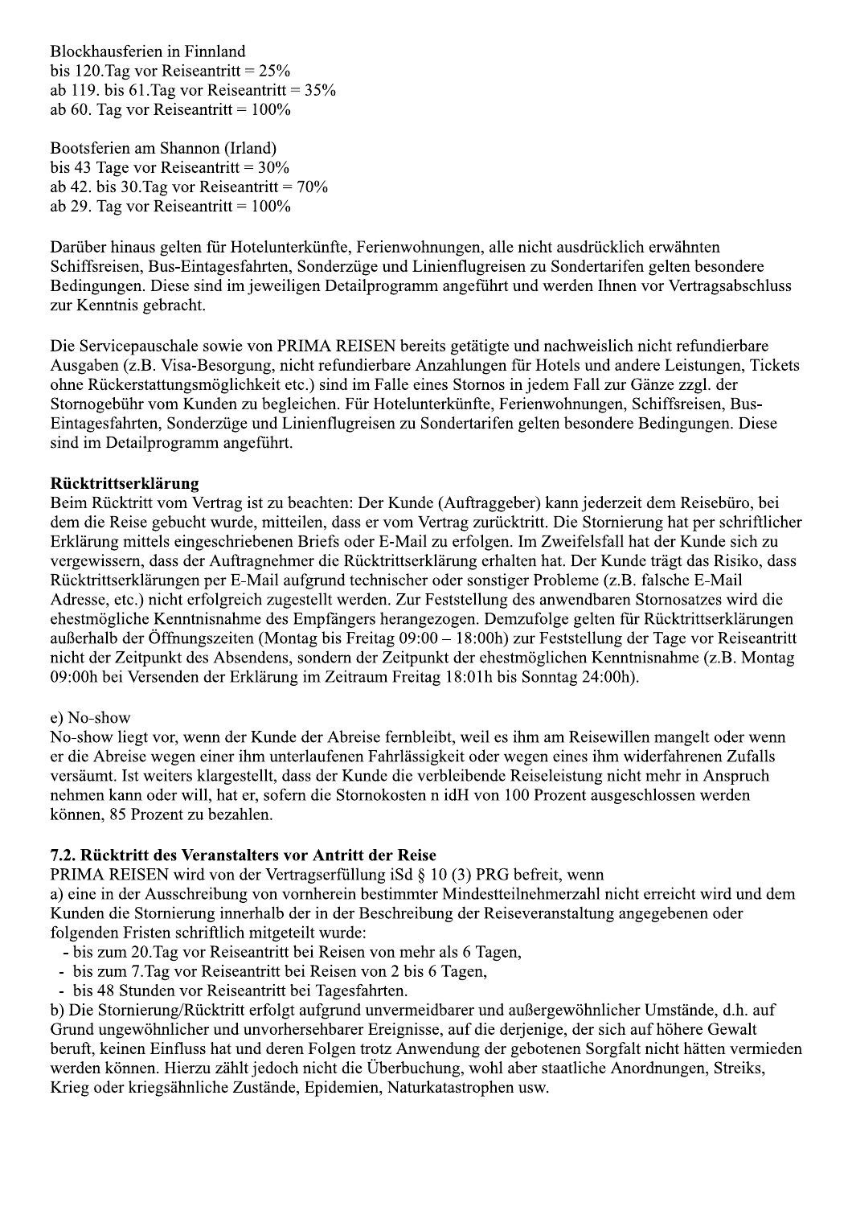Blockhausferien in Finnland
bis 120.Tag vor Reiseantritt = 25%
ab 119. bis 61.Tag vor Reiseantritt = 35%
ab 60. Tag vor Reiseantritt = 100%

Bootsferien am Shannon (Irland)
bis 43 Tage vor Reiseantritt = 30%
ab 42. bis 30.Tag vor Reiseantritt = 70%
ab 29. Tag vor Reiseantritt = 100%

Darüber hinaus gelten für Hotelunterkünfte, Ferienwohnungen, alle nicht ausdrücklich erwähnten Schiffsreisen, Bus-Eintagesfahrten, Sonderzüge und Linienflugreisen zu Sondertarifen gelten besondere Bedingungen. Diese sind im jeweiligen Detailprogramm angeführt und werden Ihnen vor Vertragsabschluss zur Kenntnis gebracht.

Die Servicepauschale sowie von PRIMA REISEN bereits getätigte und nachweislich nicht refundierbare Ausgaben (z.B. Visa-Besorgung, nicht refundierbare Anzahlungen für Hotels und andere Leistungen, Tickets ohne Rückerstattungsmöglichkeit etc.) sind im Falle eines Stornos in jedem Fall zur Gänze zzgl. der Stornogebühr vom Kunden zu begleichen. Für Hotelunterkünfte, Ferienwohnungen, Schiffsreisen, Bus-Eintagesfahrten, Sonderzüge und Linienflugreisen zu Sondertarifen gelten besondere Bedingungen. Diese sind im Detailprogramm angeführt.

**Rücktrittserklärung**
Beim Rücktritt vom Vertrag ist zu beachten: Der Kunde (Auftraggeber) kann jederzeit dem Reisebüro, bei dem die Reise gebucht wurde, mitteilen, dass er vom Vertrag zurücktritt. Die Stornierung hat per schriftlicher Erklärung mittels eingeschriebenen Briefs oder E-Mail zu erfolgen. Im Zweifelsfall hat der Kunde sich zu vergewissern, dass der Auftragnehmer die Rücktrittserklärung erhalten hat. Der Kunde trägt das Risiko, dass Rücktrittserklärungen per E-Mail aufgrund technischer oder sonstiger Probleme (z.B. falsche E-Mail Adresse, etc.) nicht erfolgreich zugestellt werden. Zur Feststellung des anwendbaren Stornosatzes wird die ehestmögliche Kenntnisnahme des Empfängers herangezogen. Demzufolge gelten für Rücktrittserklärungen außerhalb der Öffnungszeiten (Montag bis Freitag 09:00 – 18:00h) zur Feststellung der Tage vor Reiseantritt nicht der Zeitpunkt des Absendens, sondern der Zeitpunkt der ehestmöglichen Kenntnisnahme (z.B. Montag 09:00h bei Versenden der Erklärung im Zeitraum Freitag 18:01h bis Sonntag 24:00h).

e) No-show
No-show liegt vor, wenn der Kunde der Abreise fernbleibt, weil es ihm am Reisewillen mangelt oder wenn er die Abreise wegen einer ihm unterlaufenen Fahrlässigkeit oder wegen eines ihm widerfahrenen Zufalls versäumt. Ist weiters klargestellt, dass der Kunde die verbleibende Reiseleistung nicht mehr in Anspruch nehmen kann oder will, hat er, sofern die Stornokosten n idH von 100 Prozent ausgeschlossen werden können, 85 Prozent zu bezahlen.

### 7.2. Rücktritt des Veranstalters vor Antritt der Reise

PRIMA REISEN wird von der Vertragserfüllung iSd § 10 (3) PRG befreit, wenn
a) eine in der Ausschreibung von vornherein bestimmter Mindestteilnehmerzahl nicht erreicht wird und dem Kunden die Stornierung innerhalb der in der Beschreibung der Reiseveranstaltung angegebenen oder folgenden Fristen schriftlich mitgeteilt wurde:

- bis zum 20.Tag vor Reiseantritt bei Reisen von mehr als 6 Tagen,
- bis zum 7.Tag vor Reiseantritt bei Reisen von 2 bis 6 Tagen,
- bis 48 Stunden vor Reiseantritt bei Tagesfahrten.

b) Die Stornierung/Rücktritt erfolgt aufgrund unvermeidbarer und außergewöhnlicher Umstände, d.h. auf Grund ungewöhnlicher und unvorhersehbarer Ereignisse, auf die derjenige, der sich auf höhere Gewalt beruft, keinen Einfluss hat und deren Folgen trotz Anwendung der gebotenen Sorgfalt nicht hätten vermieden werden können. Hierzu zählt jedoch nicht die Überbuchung, wohl aber staatliche Anordnungen, Streiks, Krieg oder kriegsähnliche Zustände, Epidemien, Naturkatastrophen usw.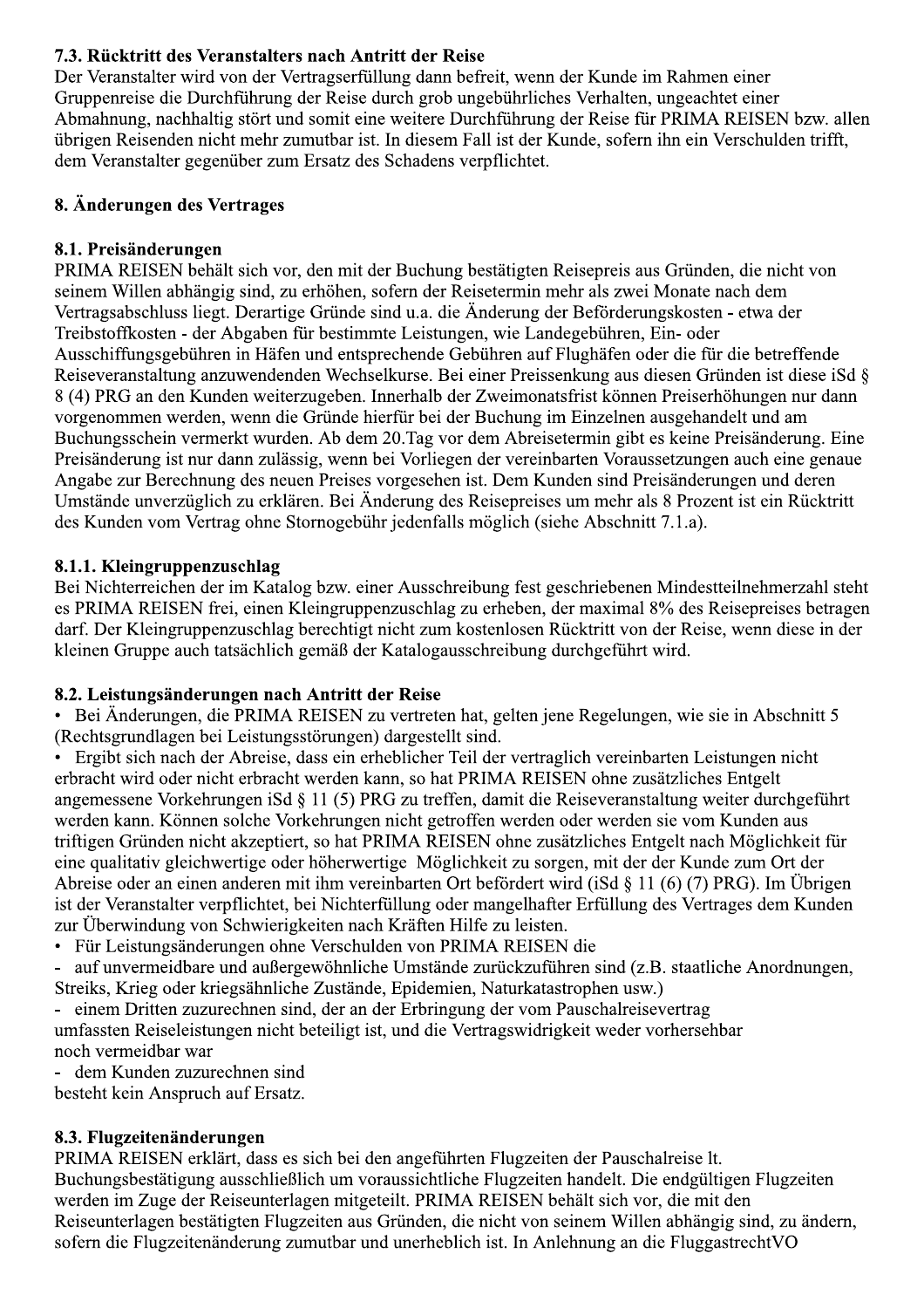### 7.3. Rücktritt des Veranstalters nach Antritt der Reise

Der Veranstalter wird von der Vertragserfüllung dann befreit, wenn der Kunde im Rahmen einer Gruppenreise die Durchführung der Reise durch grob ungebührliches Verhalten, ungeachtet einer Abmahnung, nachhaltig stört und somit eine weitere Durchführung der Reise für PRIMA REISEN bzw. allen übrigen Reisenden nicht mehr zumutbar ist. In diesem Fall ist der Kunde, sofern ihn ein Verschulden trifft, dem Veranstalter gegenüber zum Ersatz des Schadens verpflichtet.

## 8. Änderungen des Vertrages

### 8.1. Preisänderungen

PRIMA REISEN behält sich vor, den mit der Buchung bestätigten Reisepreis aus Gründen, die nicht von seinem Willen abhängig sind, zu erhöhen, sofern der Reisetermin mehr als zwei Monate nach dem Vertragsabschluss liegt. Derartige Gründe sind u.a. die Änderung der Beförderungskosten - etwa der Treibstoffkosten - der Abgaben für bestimmte Leistungen, wie Landegebühren, Ein- oder Ausschiffungsgebühren in Häfen und entsprechende Gebühren auf Flughäfen oder die für die betreffende Reiseveranstaltung anzuwendenden Wechselkurse. Bei einer Preissenkung aus diesen Gründen ist diese iSd § 8 (4) PRG an den Kunden weiterzugeben. Innerhalb der Zweimonatsfrist können Preiserhöhungen nur dann vorgenommen werden, wenn die Gründe hierfür bei der Buchung im Einzelnen ausgehandelt und am Buchungsschein vermerkt wurden. Ab dem 20.Tag vor dem Abreisetermin gibt es keine Preisänderung. Eine Preisänderung ist nur dann zulässig, wenn bei Vorliegen der vereinbarten Voraussetzungen auch eine genaue Angabe zur Berechnung des neuen Preises vorgesehen ist. Dem Kunden sind Preisänderungen und deren Umstände unverzüglich zu erklären. Bei Änderung des Reisepreises um mehr als 8 Prozent ist ein Rücktritt des Kunden vom Vertrag ohne Stornogebühr jedenfalls möglich (siehe Abschnitt 7.1.a).

#### 8.1.1. Kleingruppenzuschlag

Bei Nichterreichen der im Katalog bzw. einer Ausschreibung fest geschriebenen Mindestteilnehmerzahl steht es PRIMA REISEN frei, einen Kleingruppenzuschlag zu erheben, der maximal 8% des Reisepreises betragen darf. Der Kleingruppenzuschlag berechtigt nicht zum kostenlosen Rücktritt von der Reise, wenn diese in der kleinen Gruppe auch tatsächlich gemäß der Katalogausschreibung durchgeführt wird.

### 8.2. Leistungsänderungen nach Antritt der Reise

- Bei Änderungen, die PRIMA REISEN zu vertreten hat, gelten jene Regelungen, wie sie in Abschnitt 5 (Rechtsgrundlagen bei Leistungsstörungen) dargestellt sind.
- Ergibt sich nach der Abreise, dass ein erheblicher Teil der vertraglich vereinbarten Leistungen nicht erbracht wird oder nicht erbracht werden kann, so hat PRIMA REISEN ohne zusätzliches Entgelt angemessene Vorkehrungen iSd § 11 (5) PRG zu treffen, damit die Reiseveranstaltung weiter durchgeführt werden kann. Können solche Vorkehrungen nicht getroffen werden oder werden sie vom Kunden aus triftigen Gründen nicht akzeptiert, so hat PRIMA REISEN ohne zusätzliches Entgelt nach Möglichkeit für eine qualitativ gleichwertige oder höherwertige Möglichkeit zu sorgen, mit der der Kunde zum Ort der Abreise oder an einen anderen mit ihm vereinbarten Ort befördert wird (iSd § 11 (6) (7) PRG). Im Übrigen ist der Veranstalter verpflichtet, bei Nichterfüllung oder mangelhafter Erfüllung des Vertrages dem Kunden zur Überwindung von Schwierigkeiten nach Kräften Hilfe zu leisten.
- Für Leistungsänderungen ohne Verschulden von PRIMA REISEN die
  - auf unvermeidbare und außergewöhnliche Umstände zurückzuführen sind (z.B. staatliche Anordnungen, Streiks, Krieg oder kriegsähnliche Zustände, Epidemien, Naturkatastrophen usw.)
  - einem Dritten zuzurechnen sind, der an der Erbringung der vom Pauschalreisevertrag umfassten Reiseleistungen nicht beteiligt ist, und die Vertragswidrigkeit weder vorhersehbar noch vermeidbar war
  - dem Kunden zuzurechnen sind

  besteht kein Anspruch auf Ersatz.

### 8.3. Flugzeitenänderungen

PRIMA REISEN erklärt, dass es sich bei den angeführten Flugzeiten der Pauschalreise lt. Buchungsbestätigung ausschließlich um voraussichtliche Flugzeiten handelt. Die endgültigen Flugzeiten werden im Zuge der Reiseunterlagen mitgeteilt. PRIMA REISEN behält sich vor, die mit den Reiseunterlagen bestätigten Flugzeiten aus Gründen, die nicht von seinem Willen abhängig sind, zu ändern, sofern die Flugzeitenänderung zumutbar und unerheblich ist. In Anlehnung an die FluggastrechtVO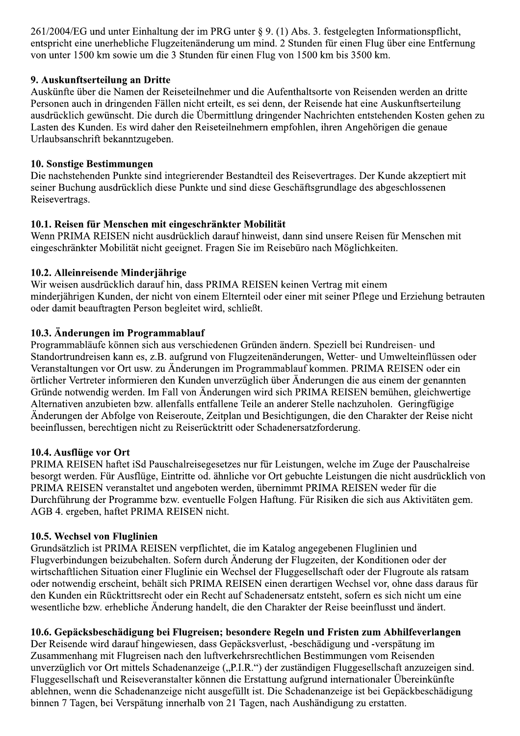261/2004/EG und unter Einhaltung der im PRG unter § 9. (1) Abs. 3. festgelegten Informationspflicht, entspricht eine unerhebliche Flugzeitenänderung um mind. 2 Stunden für einen Flug über eine Entfernung von unter 1500 km sowie um die 3 Stunden für einen Flug von 1500 km bis 3500 km.

### 9. Auskunftserteilung an Dritte

Auskünfte über die Namen der Reiseteilnehmer und die Aufenthaltsorte von Reisenden werden an dritte Personen auch in dringenden Fällen nicht erteilt, es sei denn, der Reisende hat eine Auskunftserteilung ausdrücklich gewünscht. Die durch die Übermittlung dringender Nachrichten entstehenden Kosten gehen zu Lasten des Kunden. Es wird daher den Reiseteilnehmern empfohlen, ihren Angehörigen die genaue Urlaubsanschrift bekanntzugeben.

### 10. Sonstige Bestimmungen

Die nachstehenden Punkte sind integrierender Bestandteil des Reisevertrages. Der Kunde akzeptiert mit seiner Buchung ausdrücklich diese Punkte und sind diese Geschäftsgrundlage des abgeschlossenen Reisevertrags.

#### 10.1. Reisen für Menschen mit eingeschränkter Mobilität

Wenn PRIMA REISEN nicht ausdrücklich darauf hinweist, dann sind unsere Reisen für Menschen mit eingeschränkter Mobilität nicht geeignet. Fragen Sie im Reisebüro nach Möglichkeiten.

#### 10.2. Alleinreisende Minderjährige

Wir weisen ausdrücklich darauf hin, dass PRIMA REISEN keinen Vertrag mit einem minderjährigen Kunden, der nicht von einem Elternteil oder einer mit seiner Pflege und Erziehung betrauten oder damit beauftragten Person begleitet wird, schließt.

#### 10.3. Änderungen im Programmablauf

Programmabläufe können sich aus verschiedenen Gründen ändern. Speziell bei Rundreisen- und Standortrundreisen kann es, z.B. aufgrund von Flugzeitenänderungen, Wetter- und Umwelteinflüssen oder Veranstaltungen vor Ort usw. zu Änderungen im Programmablauf kommen. PRIMA REISEN oder ein örtlicher Vertreter informieren den Kunden unverzüglich über Änderungen die aus einem der genannten Gründe notwendig werden. Im Fall von Änderungen wird sich PRIMA REISEN bemühen, gleichwertige Alternativen anzubieten bzw. allenfalls entfallene Teile an anderer Stelle nachzuholen. Geringfügige Änderungen der Abfolge von Reiseroute, Zeitplan und Besichtigungen, die den Charakter der Reise nicht beeinflussen, berechtigen nicht zu Reiserücktritt oder Schadenersatzforderung.

#### 10.4. Ausflüge vor Ort

PRIMA REISEN haftet iSd Pauschalreisegesetzes nur für Leistungen, welche im Zuge der Pauschalreise besorgt werden. Für Ausflüge, Eintritte od. ähnliche vor Ort gebuchte Leistungen die nicht ausdrücklich von PRIMA REISEN veranstaltet und angeboten werden, übernimmt PRIMA REISEN weder für die Durchführung der Programme bzw. eventuelle Folgen Haftung. Für Risiken die sich aus Aktivitäten gem. AGB 4. ergeben, haftet PRIMA REISEN nicht.

#### 10.5. Wechsel von Fluglinien

Grundsätzlich ist PRIMA REISEN verpflichtet, die im Katalog angegebenen Fluglinien und Flugverbindungen beizubehalten. Sofern durch Änderung der Flugzeiten, der Konditionen oder der wirtschaftlichen Situation einer Fluglinie ein Wechsel der Fluggesellschaft oder der Flugroute als ratsam oder notwendig erscheint, behält sich PRIMA REISEN einen derartigen Wechsel vor, ohne dass daraus für den Kunden ein Rücktrittsrecht oder ein Recht auf Schadenersatz entsteht, sofern es sich nicht um eine wesentliche bzw. erhebliche Änderung handelt, die den Charakter der Reise beeinflusst und ändert.

#### 10.6. Gepäcksbeschädigung bei Flugreisen; besondere Regeln und Fristen zum Abhilfeverlangen

Der Reisende wird darauf hingewiesen, dass Gepäcksverlust, -beschädigung und -verspätung im Zusammenhang mit Flugreisen nach den luftverkehrsrechtlichen Bestimmungen vom Reisenden unverzüglich vor Ort mittels Schadenanzeige („P.I.R.") der zuständigen Fluggesellschaft anzuzeigen sind. Fluggesellschaft und Reiseveranstalter können die Erstattung aufgrund internationaler Übereinkünfte ablehnen, wenn die Schadenanzeige nicht ausgefüllt ist. Die Schadenanzeige ist bei Gepäckbeschädigung binnen 7 Tagen, bei Verspätung innerhalb von 21 Tagen, nach Aushändigung zu erstatten.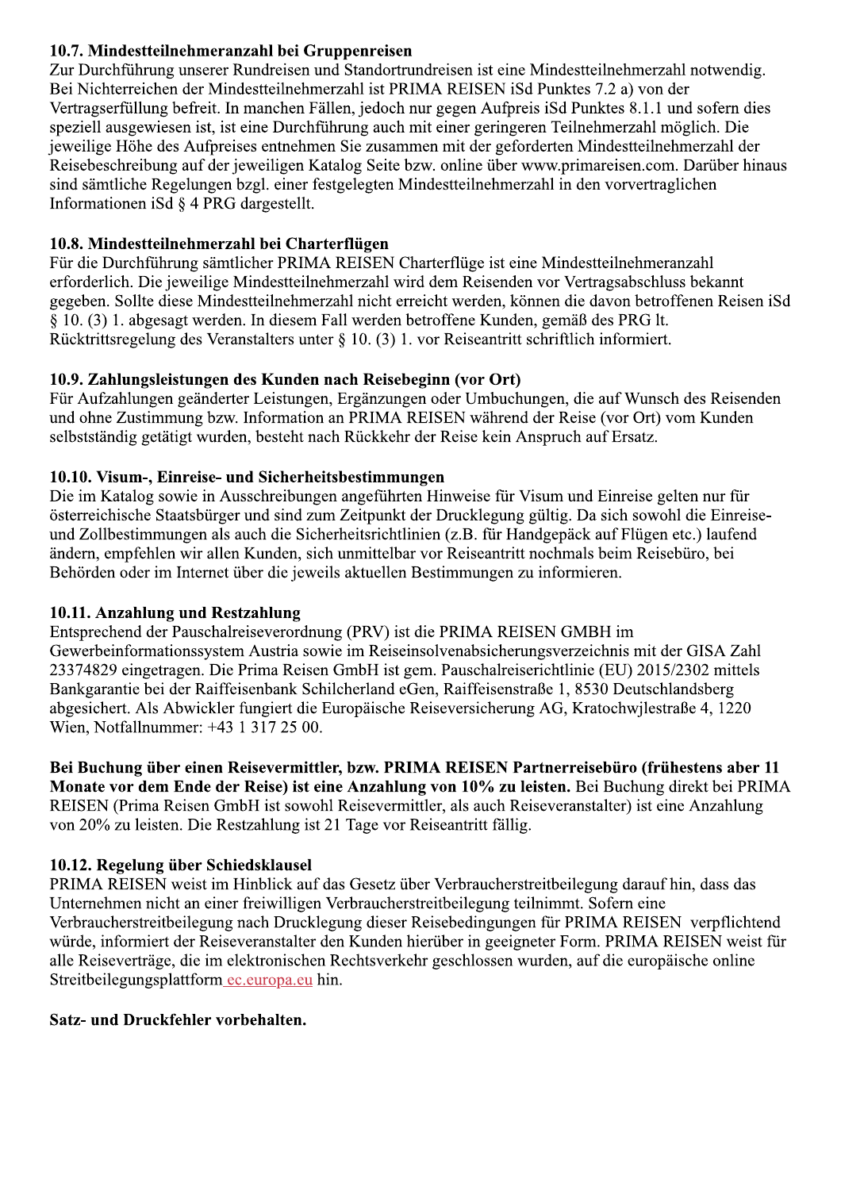**10.7. Mindestteilnehmeranzahl bei Gruppenreisen**

Zur Durchführung unserer Rundreisen und Standortrundreisen ist eine Mindestteilnehmerzahl notwendig. Bei Nichterreichen der Mindestteilnehmerzahl ist PRIMA REISEN iSd Punktes 7.2 a) von der Vertragserfüllung befreit. In manchen Fällen, jedoch nur gegen Aufpreis iSd Punktes 8.1.1 und sofern dies speziell ausgewiesen ist, ist eine Durchführung auch mit einer geringeren Teilnehmerzahl möglich. Die jeweilige Höhe des Aufpreises entnehmen Sie zusammen mit der geforderten Mindestteilnehmerzahl der Reisebeschreibung auf der jeweiligen Katalog Seite bzw. online über www.primareisen.com. Darüber hinaus sind sämtliche Regelungen bzgl. einer festgelegten Mindestteilnehmerzahl in den vorvertraglichen Informationen iSd § 4 PRG dargestellt.

**10.8. Mindestteilnehmerzahl bei Charterflügen**

Für die Durchführung sämtlicher PRIMA REISEN Charterflüge ist eine Mindestteilnehmeranzahl erforderlich. Die jeweilige Mindestteilnehmerzahl wird dem Reisenden vor Vertragsabschluss bekannt gegeben. Sollte diese Mindestteilnehmerzahl nicht erreicht werden, können die davon betroffenen Reisen iSd § 10. (3) 1. abgesagt werden. In diesem Fall werden betroffene Kunden, gemäß des PRG lt. Rücktrittsregelung des Veranstalters unter § 10. (3) 1. vor Reiseantritt schriftlich informiert.

**10.9. Zahlungsleistungen des Kunden nach Reisebeginn (vor Ort)**

Für Aufzahlungen geänderter Leistungen, Ergänzungen oder Umbuchungen, die auf Wunsch des Reisenden und ohne Zustimmung bzw. Information an PRIMA REISEN während der Reise (vor Ort) vom Kunden selbstständig getätigt wurden, besteht nach Rückkehr der Reise kein Anspruch auf Ersatz.

**10.10. Visum-, Einreise- und Sicherheitsbestimmungen**

Die im Katalog sowie in Ausschreibungen angeführten Hinweise für Visum und Einreise gelten nur für österreichische Staatsbürger und sind zum Zeitpunkt der Drucklegung gültig. Da sich sowohl die Einreise- und Zollbestimmungen als auch die Sicherheitsrichtlinien (z.B. für Handgepäck auf Flügen etc.) laufend ändern, empfehlen wir allen Kunden, sich unmittelbar vor Reiseantritt nochmals beim Reisebüro, bei Behörden oder im Internet über die jeweils aktuellen Bestimmungen zu informieren.

**10.11. Anzahlung und Restzahlung**

Entsprechend der Pauschalreiseverordnung (PRV) ist die PRIMA REISEN GMBH im Gewerbeinformationssystem Austria sowie im Reiseinsolvenabsicherungsverzeichnis mit der GISA Zahl 23374829 eingetragen. Die Prima Reisen GmbH ist gem. Pauschalreiserichtlinie (EU) 2015/2302 mittels Bankgarantie bei der Raiffeisenbank Schilcherland eGen, Raiffeisenstraße 1, 8530 Deutschlandsberg abgesichert. Als Abwickler fungiert die Europäische Reiseversicherung AG, Kratochwjlestraße 4, 1220 Wien, Notfallnummer: +43 1 317 25 00.

**Bei Buchung über einen Reisevermittler, bzw. PRIMA REISEN Partnerreisebüro (frühestens aber 11 Monate vor dem Ende der Reise) ist eine Anzahlung von 10% zu leisten.** Bei Buchung direkt bei PRIMA REISEN (Prima Reisen GmbH ist sowohl Reisevermittler, als auch Reiseveranstalter) ist eine Anzahlung von 20% zu leisten. Die Restzahlung ist 21 Tage vor Reiseantritt fällig.

**10.12. Regelung über Schiedsklausel**

PRIMA REISEN weist im Hinblick auf das Gesetz über Verbraucherstreitbeilegung darauf hin, dass das Unternehmen nicht an einer freiwilligen Verbraucherstreitbeilegung teilnimmt. Sofern eine Verbraucherstreitbeilegung nach Drucklegung dieser Reisebedingungen für PRIMA REISEN verpflichtend würde, informiert der Reiseveranstalter den Kunden hierüber in geeigneter Form. PRIMA REISEN weist für alle Reiseverträge, die im elektronischen Rechtsverkehr geschlossen wurden, auf die europäische online Streitbeilegungsplattform ec.europa.eu hin.

**Satz- und Druckfehler vorbehalten.**